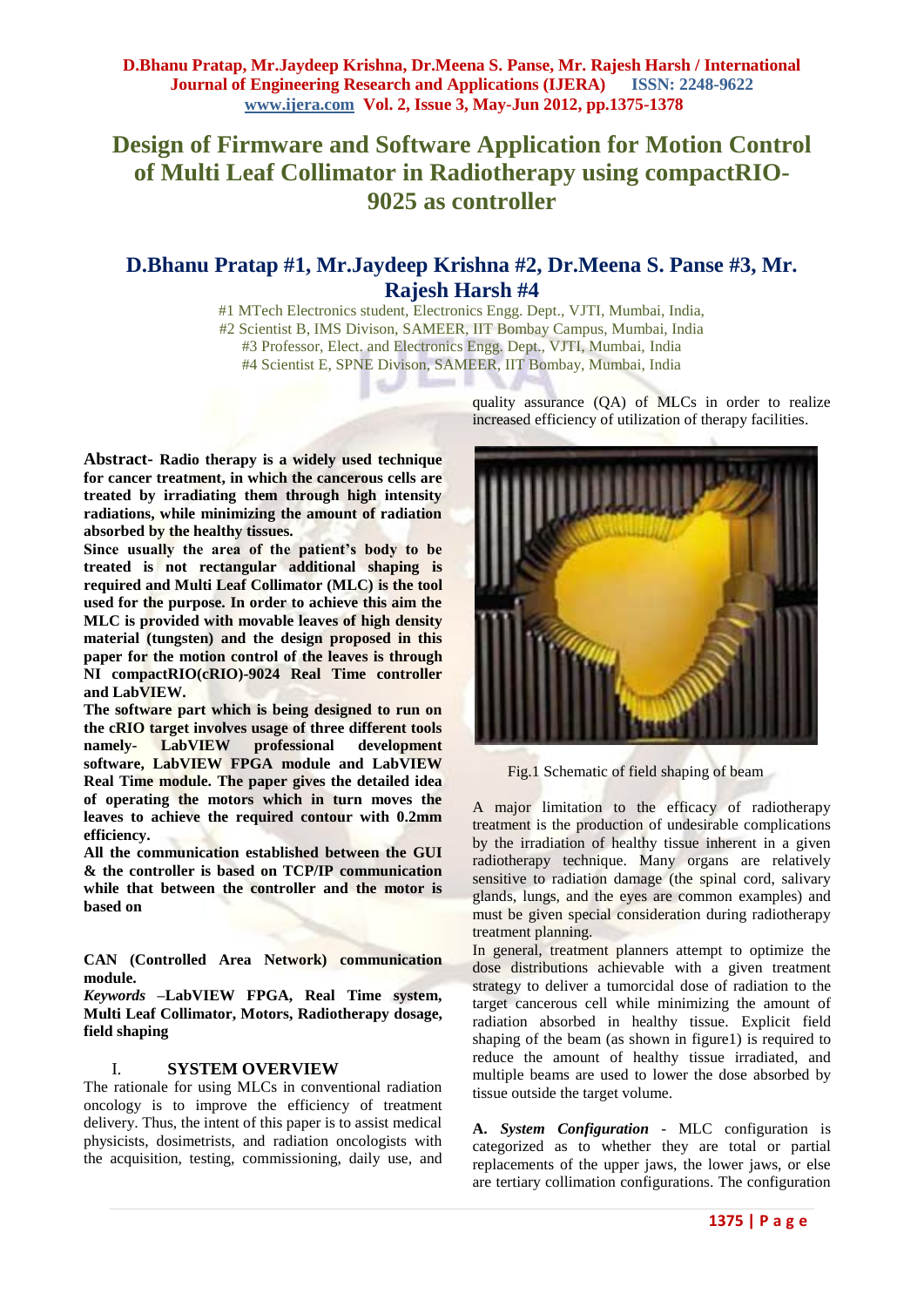# Design of Firmware and Software Application for Motion Control of Multi Leaf Collimator in Radiotherapy using compactRIO-9025 as controller

## D.Bhanu Pratap #1, Mr.Jaydeep Krishna #2, Dr.Meena S. Panse #3, Mr. Rajesh Harsh #4

#1 MTech Electronics student, Electronics Engg. Dept., VJTI, Mumbai, India,
#2 Scientist B, IMS Divison, SAMEER, IIT Bombay Campus, Mumbai, India
#3 Professor, Elect. and Electronics Engg. Dept., VJTI, Mumbai, India
#4 Scientist E, SPNE Divison, SAMEER, IIT Bombay, Mumbai, India

**Abstract- Radio therapy is a widely used technique for cancer treatment, in which the cancerous cells are treated by irradiating them through high intensity radiations, while minimizing the amount of radiation absorbed by the healthy tissues.**

**Since usually the area of the patient's body to be treated is not rectangular additional shaping is required and Multi Leaf Collimator (MLC) is the tool used for the purpose. In order to achieve this aim the MLC is provided with movable leaves of high density material (tungsten) and the design proposed in this paper for the motion control of the leaves is through NI compactRIO(cRIO)-9024 Real Time controller and LabVIEW.**

**The software part which is being designed to run on the cRIO target involves usage of three different tools namely- LabVIEW professional development software, LabVIEW FPGA module and LabVIEW Real Time module. The paper gives the detailed idea of operating the motors which in turn moves the leaves to achieve the required contour with 0.2mm efficiency.**

**All the communication established between the GUI & the controller is based on TCP/IP communication while that between the controller and the motor is based on**

**CAN (Controlled Area Network) communication module.**

***Keywords*** **–LabVIEW FPGA, Real Time system, Multi Leaf Collimator, Motors, Radiotherapy dosage, field shaping**

## I. SYSTEM OVERVIEW

The rationale for using MLCs in conventional radiation oncology is to improve the efficiency of treatment delivery. Thus, the intent of this paper is to assist medical physicists, dosimetrists, and radiation oncologists with the acquisition, testing, commissioning, daily use, and quality assurance (QA) of MLCs in order to realize increased efficiency of utilization of therapy facilities.

Fig.1 Schematic of field shaping of beam

A major limitation to the efficacy of radiotherapy treatment is the production of undesirable complications by the irradiation of healthy tissue inherent in a given radiotherapy technique. Many organs are relatively sensitive to radiation damage (the spinal cord, salivary glands, lungs, and the eyes are common examples) and must be given special consideration during radiotherapy treatment planning.

In general, treatment planners attempt to optimize the dose distributions achievable with a given treatment strategy to deliver a tumorcidal dose of radiation to the target cancerous cell while minimizing the amount of radiation absorbed in healthy tissue. Explicit field shaping of the beam (as shown in figure1) is required to reduce the amount of healthy tissue irradiated, and multiple beams are used to lower the dose absorbed by tissue outside the target volume.

**A. *System Configuration*** - MLC configuration is categorized as to whether they are total or partial replacements of the upper jaws, the lower jaws, or else are tertiary collimation configurations. The configuration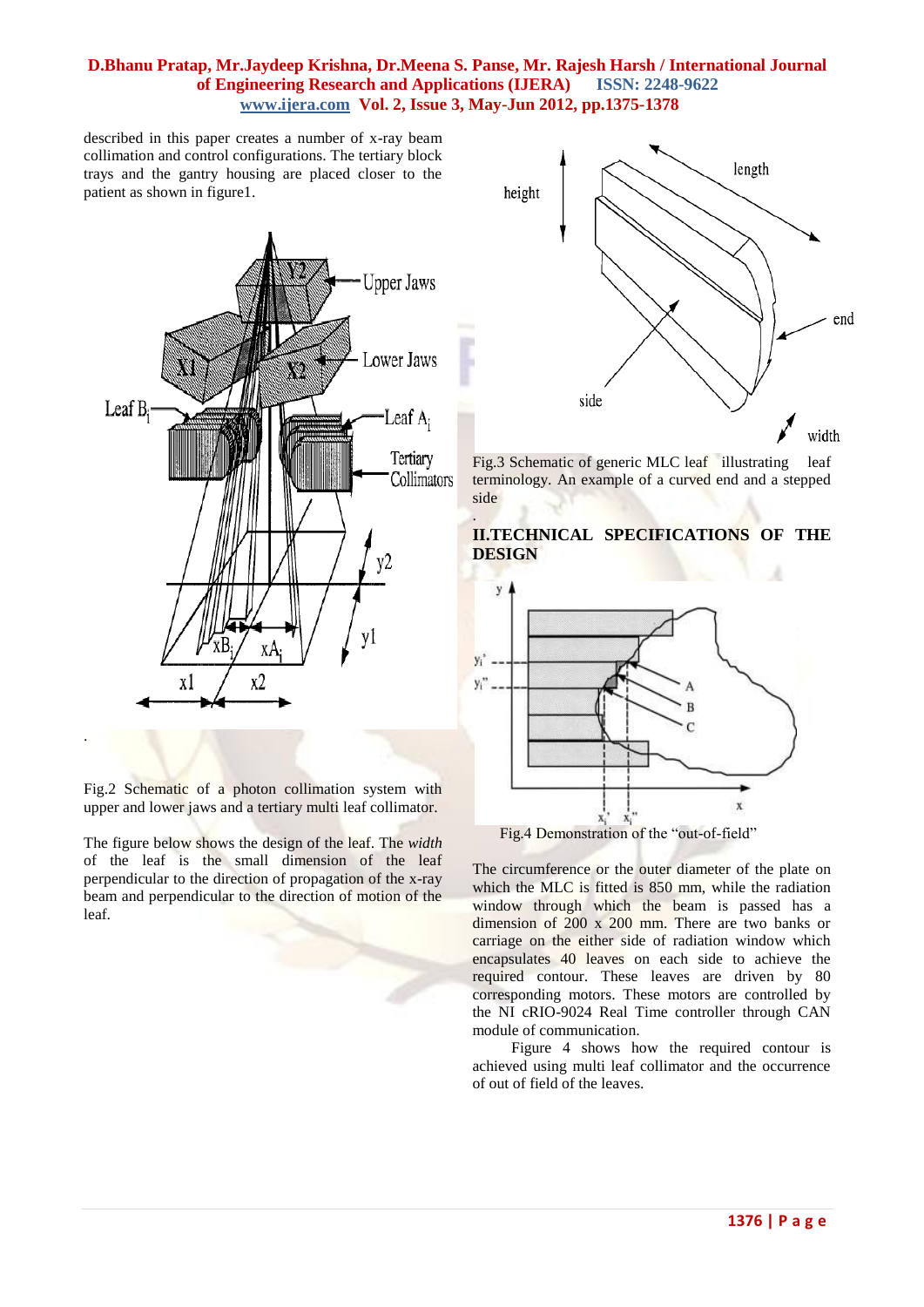described in this paper creates a number of x-ray beam collimation and control configurations. The tertiary block trays and the gantry housing are placed closer to the patient as shown in figure1.

Fig.2 Schematic of a photon collimation system with upper and lower jaws and a tertiary multi leaf collimator.

The figure below shows the design of the leaf. The *width* of the leaf is the small dimension of the leaf perpendicular to the direction of propagation of the x-ray beam and perpendicular to the direction of motion of the leaf.

Fig.3 Schematic of generic MLC leaf illustrating leaf terminology. An example of a curved end and a stepped side

## II.TECHNICAL SPECIFICATIONS OF THE DESIGN

Fig.4 Demonstration of the "out-of-field"

The circumference or the outer diameter of the plate on which the MLC is fitted is 850 mm, while the radiation window through which the beam is passed has a dimension of 200 x 200 mm. There are two banks or carriage on the either side of radiation window which encapsulates 40 leaves on each side to achieve the required contour. These leaves are driven by 80 corresponding motors. These motors are controlled by the NI cRIO-9024 Real Time controller through CAN module of communication.

Figure 4 shows how the required contour is achieved using multi leaf collimator and the occurrence of out of field of the leaves.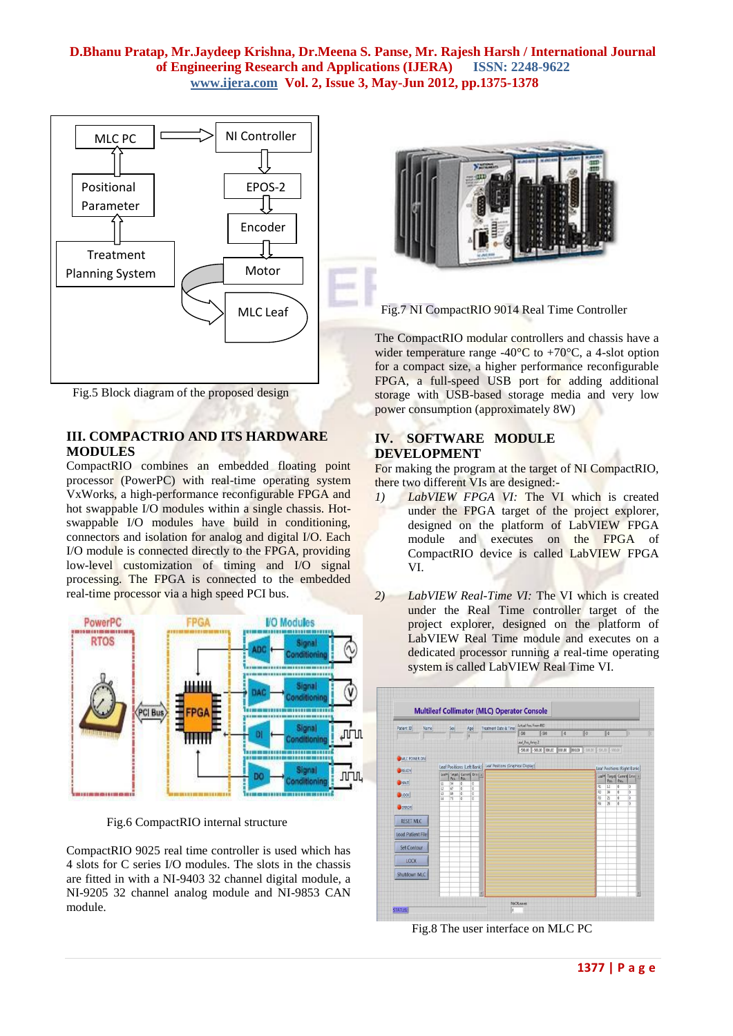Fig.5 Block diagram of the proposed design

## III. COMPACTRIO AND ITS HARDWARE MODULES

CompactRIO combines an embedded floating point processor (PowerPC) with real-time operating system VxWorks, a high-performance reconfigurable FPGA and hot swappable I/O modules within a single chassis. Hot-swappable I/O modules have build in conditioning, connectors and isolation for analog and digital I/O. Each I/O module is connected directly to the FPGA, providing low-level customization of timing and I/O signal processing. The FPGA is connected to the embedded real-time processor via a high speed PCI bus.

Fig.6 CompactRIO internal structure

CompactRIO 9025 real time controller is used which has 4 slots for C series I/O modules. The slots in the chassis are fitted in with a NI-9403 32 channel digital module, a NI-9205 32 channel analog module and NI-9853 CAN module.

Fig.7 NI CompactRIO 9014 Real Time Controller

The CompactRIO modular controllers and chassis have a wider temperature range -40°C to +70°C, a 4-slot option for a compact size, a higher performance reconfigurable FPGA, a full-speed USB port for adding additional storage with USB-based storage media and very low power consumption (approximately 8W)

## IV. SOFTWARE MODULE DEVELOPMENT

For making the program at the target of NI CompactRIO, there two different VIs are designed:-

1) *LabVIEW FPGA VI:* The VI which is created under the FPGA target of the project explorer, designed on the platform of LabVIEW FPGA module and executes on the FPGA of CompactRIO device is called LabVIEW FPGA VI.

2) *LabVIEW Real-Time VI:* The VI which is created under the Real Time controller target of the project explorer, designed on the platform of LabVIEW Real Time module and executes on a dedicated processor running a real-time operating system is called LabVIEW Real Time VI.

Fig.8 The user interface on MLC PC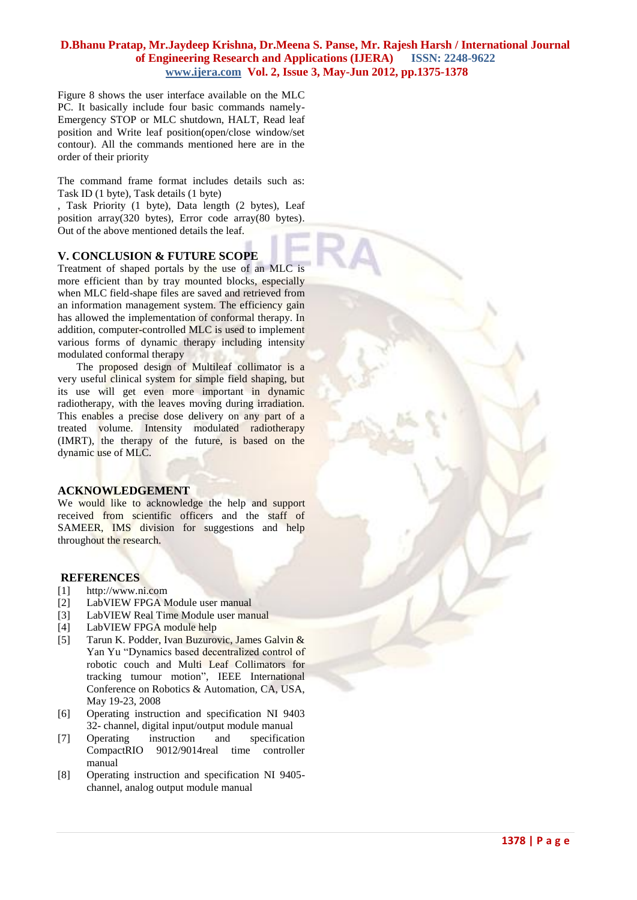Figure 8 shows the user interface available on the MLC PC. It basically include four basic commands namely-Emergency STOP or MLC shutdown, HALT, Read leaf position and Write leaf position(open/close window/set contour). All the commands mentioned here are in the order of their priority

The command frame format includes details such as: Task ID (1 byte), Task details (1 byte)
, Task Priority (1 byte), Data length (2 bytes), Leaf position array(320 bytes), Error code array(80 bytes). Out of the above mentioned details the leaf.

## V. CONCLUSION & FUTURE SCOPE

Treatment of shaped portals by the use of an MLC is more efficient than by tray mounted blocks, especially when MLC field-shape files are saved and retrieved from an information management system. The efficiency gain has allowed the implementation of conformal therapy. In addition, computer-controlled MLC is used to implement various forms of dynamic therapy including intensity modulated conformal therapy

The proposed design of Multileaf collimator is a very useful clinical system for simple field shaping, but its use will get even more important in dynamic radiotherapy, with the leaves moving during irradiation. This enables a precise dose delivery on any part of a treated volume. Intensity modulated radiotherapy (IMRT), the therapy of the future, is based on the dynamic use of MLC.

## ACKNOWLEDGEMENT

We would like to acknowledge the help and support received from scientific officers and the staff of SAMEER, IMS division for suggestions and help throughout the research.

## REFERENCES

[1] http://www.ni.com
[2] LabVIEW FPGA Module user manual
[3] LabVIEW Real Time Module user manual
[4] LabVIEW FPGA module help
[5] Tarun K. Podder, Ivan Buzurovic, James Galvin & Yan Yu "Dynamics based decentralized control of robotic couch and Multi Leaf Collimators for tracking tumour motion", IEEE International Conference on Robotics & Automation, CA, USA, May 19-23, 2008
[6] Operating instruction and specification NI 9403 32- channel, digital input/output module manual
[7] Operating instruction and specification CompactRIO 9012/9014real time controller manual
[8] Operating instruction and specification NI 9405-channel, analog output module manual